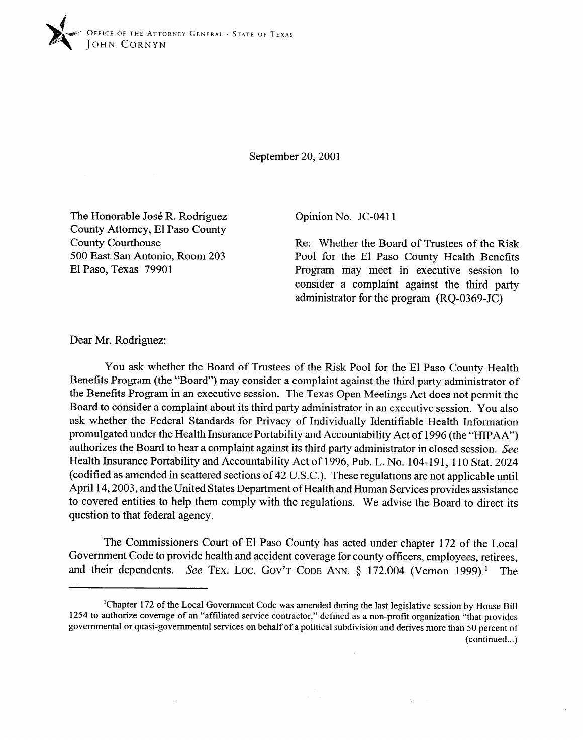OFFICE OF THE ATTORNEY GENERAL · STATE OF TEXAS
JOHN CORNYN

September 20, 2001

The Honorable José R. Rodríguez
County Attorney, El Paso County
County Courthouse
500 East San Antonio, Room 203
El Paso, Texas 79901

Opinion No. JC-0411

Re: Whether the Board of Trustees of the Risk Pool for the El Paso County Health Benefits Program may meet in executive session to consider a complaint against the third party administrator for the program (RQ-0369-JC)

Dear Mr. Rodriguez:

You ask whether the Board of Trustees of the Risk Pool for the El Paso County Health Benefits Program (the "Board") may consider a complaint against the third party administrator of the Benefits Program in an executive session. The Texas Open Meetings Act does not permit the Board to consider a complaint about its third party administrator in an executive session. You also ask whether the Federal Standards for Privacy of Individually Identifiable Health Information promulgated under the Health Insurance Portability and Accountability Act of 1996 (the "HIPAA") authorizes the Board to hear a complaint against its third party administrator in closed session. *See* Health Insurance Portability and Accountability Act of 1996, Pub. L. No. 104-191, 110 Stat. 2024 (codified as amended in scattered sections of 42 U.S.C.). These regulations are not applicable until April 14, 2003, and the United States Department of Health and Human Services provides assistance to covered entities to help them comply with the regulations. We advise the Board to direct its question to that federal agency.

The Commissioners Court of El Paso County has acted under chapter 172 of the Local Government Code to provide health and accident coverage for county officers, employees, retirees, and their dependents. *See* TEX. LOC. GOV'T CODE ANN. § 172.004 (Vernon 1999).[1] The

[1]Chapter 172 of the Local Government Code was amended during the last legislative session by House Bill 1254 to authorize coverage of an "affiliated service contractor," defined as a non-profit organization "that provides governmental or quasi-governmental services on behalf of a political subdivision and derives more than 50 percent of (continued...)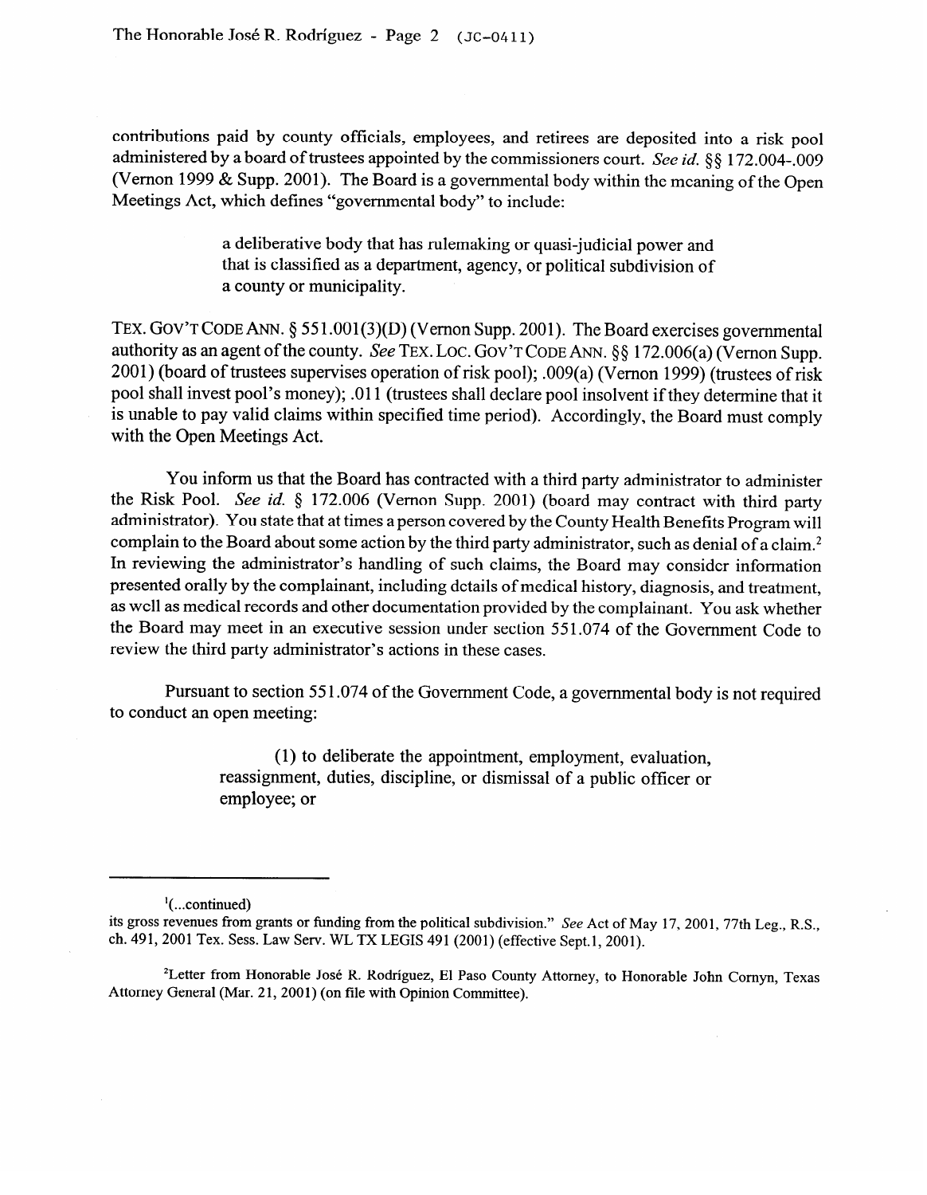contributions paid by county officials, employees, and retirees are deposited into a risk pool administered by a board of trustees appointed by the commissioners court. *See id.* §§ 172.004-.009 (Vernon 1999 & Supp. 2001). The Board is a governmental body within the meaning of the Open Meetings Act, which defines "governmental body" to include:

> a deliberative body that has rulemaking or quasi-judicial power and that is classified as a department, agency, or political subdivision of a county or municipality.

TEX. GOV'T CODE ANN. § 551.001(3)(D) (Vernon Supp. 2001). The Board exercises governmental authority as an agent of the county. *See* TEX. LOC. GOV'T CODE ANN. §§ 172.006(a) (Vernon Supp. 2001) (board of trustees supervises operation of risk pool); .009(a) (Vernon 1999) (trustees of risk pool shall invest pool's money); .011 (trustees shall declare pool insolvent if they determine that it is unable to pay valid claims within specified time period). Accordingly, the Board must comply with the Open Meetings Act.

You inform us that the Board has contracted with a third party administrator to administer the Risk Pool. *See id.* § 172.006 (Vernon Supp. 2001) (board may contract with third party administrator). You state that at times a person covered by the County Health Benefits Program will complain to the Board about some action by the third party administrator, such as denial of a claim.[2] In reviewing the administrator's handling of such claims, the Board may consider information presented orally by the complainant, including details of medical history, diagnosis, and treatment, as well as medical records and other documentation provided by the complainant. You ask whether the Board may meet in an executive session under section 551.074 of the Government Code to review the third party administrator's actions in these cases.

Pursuant to section 551.074 of the Government Code, a governmental body is not required to conduct an open meeting:

> (1) to deliberate the appointment, employment, evaluation, reassignment, duties, discipline, or dismissal of a public officer or employee; or

---

[1](...continued)
its gross revenues from grants or funding from the political subdivision." *See* Act of May 17, 2001, 77th Leg., R.S., ch. 491, 2001 Tex. Sess. Law Serv. WL TX LEGIS 491 (2001) (effective Sept.1, 2001).

[2]Letter from Honorable José R. Rodríguez, El Paso County Attorney, to Honorable John Cornyn, Texas Attorney General (Mar. 21, 2001) (on file with Opinion Committee).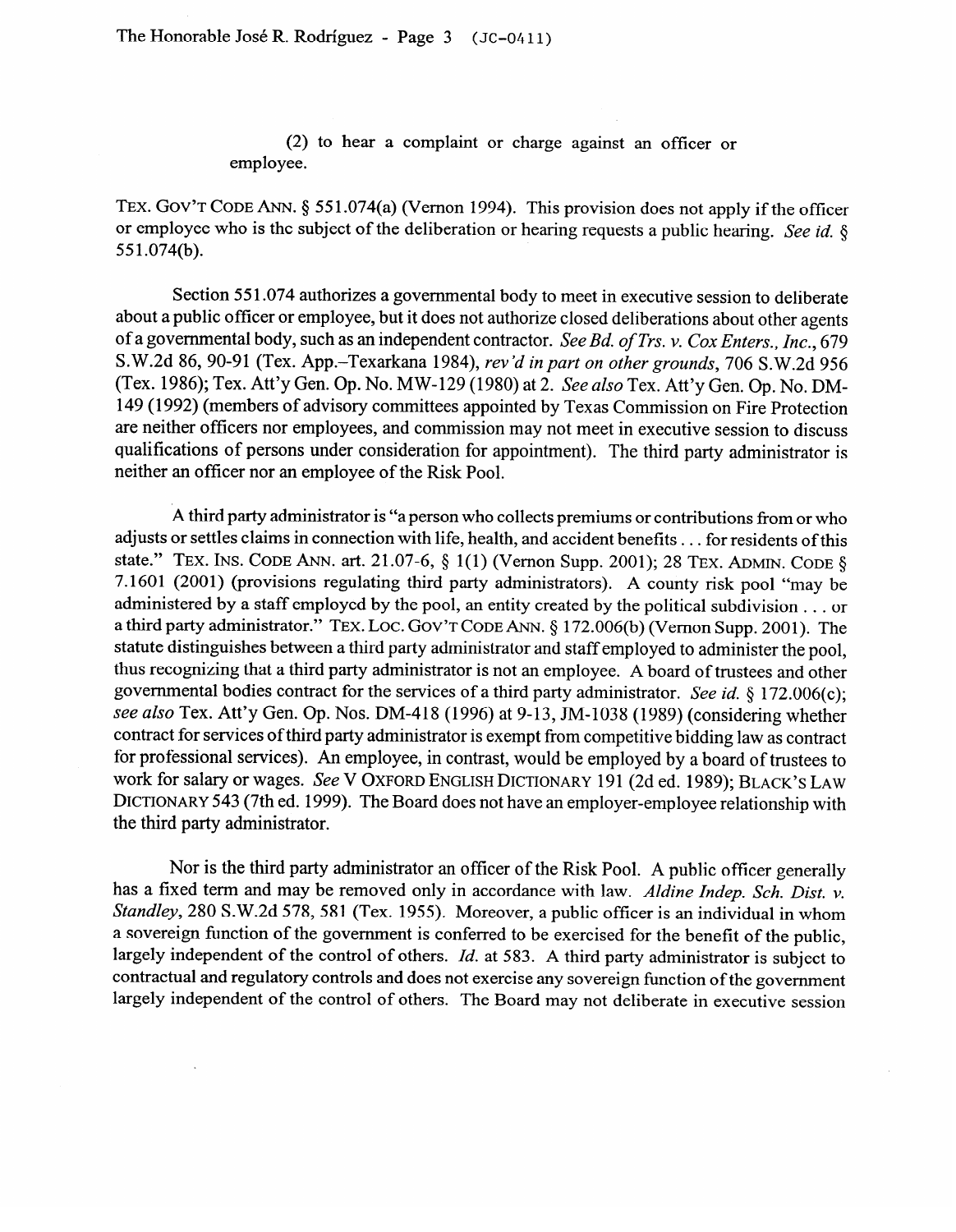(2) to hear a complaint or charge against an officer or employee.

TEX. GOV'T CODE ANN. § 551.074(a) (Vernon 1994). This provision does not apply if the officer or employee who is the subject of the deliberation or hearing requests a public hearing. *See id.* § 551.074(b).

Section 551.074 authorizes a governmental body to meet in executive session to deliberate about a public officer or employee, but it does not authorize closed deliberations about other agents of a governmental body, such as an independent contractor. *See Bd. of Trs. v. Cox Enters., Inc.*, 679 S.W.2d 86, 90-91 (Tex. App.–Texarkana 1984), *rev'd in part on other grounds*, 706 S.W.2d 956 (Tex. 1986); Tex. Att'y Gen. Op. No. MW-129 (1980) at 2. *See also* Tex. Att'y Gen. Op. No. DM-149 (1992) (members of advisory committees appointed by Texas Commission on Fire Protection are neither officers nor employees, and commission may not meet in executive session to discuss qualifications of persons under consideration for appointment). The third party administrator is neither an officer nor an employee of the Risk Pool.

A third party administrator is "a person who collects premiums or contributions from or who adjusts or settles claims in connection with life, health, and accident benefits . . . for residents of this state." TEX. INS. CODE ANN. art. 21.07-6, § 1(1) (Vernon Supp. 2001); 28 TEX. ADMIN. CODE § 7.1601 (2001) (provisions regulating third party administrators). A county risk pool "may be administered by a staff employed by the pool, an entity created by the political subdivision . . . or a third party administrator." TEX. LOC. GOV'T CODE ANN. § 172.006(b) (Vernon Supp. 2001). The statute distinguishes between a third party administrator and staff employed to administer the pool, thus recognizing that a third party administrator is not an employee. A board of trustees and other governmental bodies contract for the services of a third party administrator. *See id.* § 172.006(c); *see also* Tex. Att'y Gen. Op. Nos. DM-418 (1996) at 9-13, JM-1038 (1989) (considering whether contract for services of third party administrator is exempt from competitive bidding law as contract for professional services). An employee, in contrast, would be employed by a board of trustees to work for salary or wages. *See* V OXFORD ENGLISH DICTIONARY 191 (2d ed. 1989); BLACK'S LAW DICTIONARY 543 (7th ed. 1999). The Board does not have an employer-employee relationship with the third party administrator.

Nor is the third party administrator an officer of the Risk Pool. A public officer generally has a fixed term and may be removed only in accordance with law. *Aldine Indep. Sch. Dist. v. Standley*, 280 S.W.2d 578, 581 (Tex. 1955). Moreover, a public officer is an individual in whom a sovereign function of the government is conferred to be exercised for the benefit of the public, largely independent of the control of others. *Id.* at 583. A third party administrator is subject to contractual and regulatory controls and does not exercise any sovereign function of the government largely independent of the control of others. The Board may not deliberate in executive session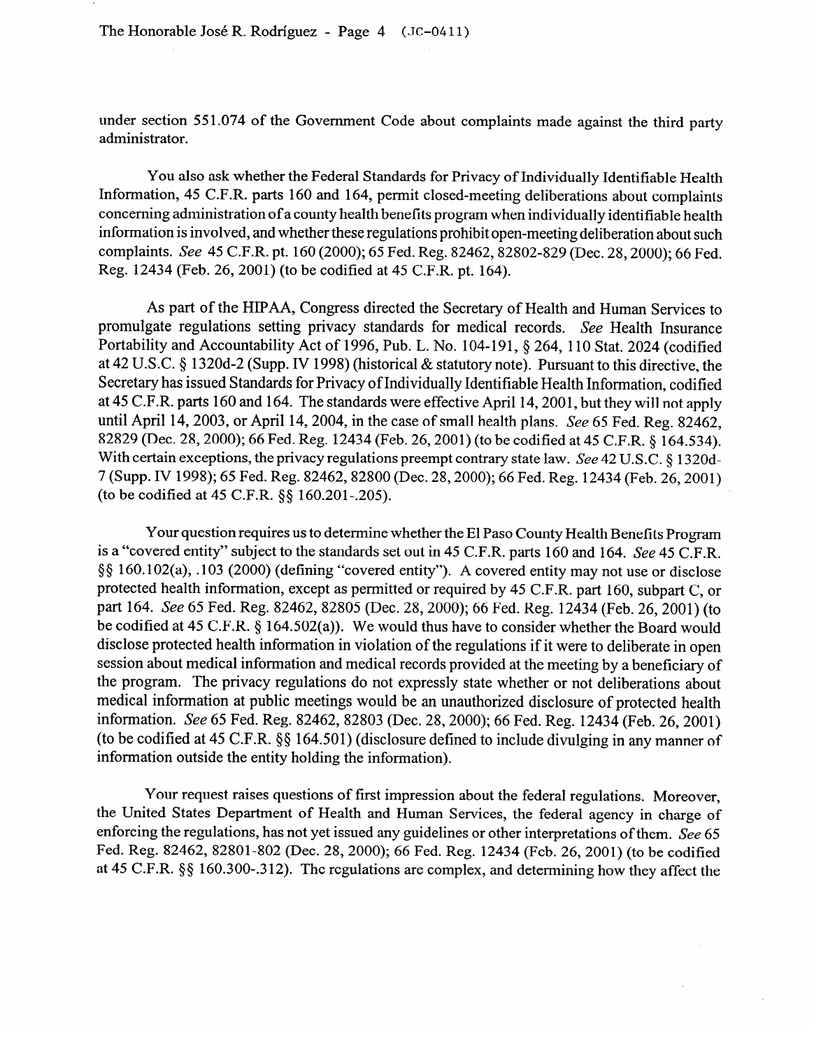under section 551.074 of the Government Code about complaints made against the third party administrator.

You also ask whether the Federal Standards for Privacy of Individually Identifiable Health Information, 45 C.F.R. parts 160 and 164, permit closed-meeting deliberations about complaints concerning administration of a county health benefits program when individually identifiable health information is involved, and whether these regulations prohibit open-meeting deliberation about such complaints. *See* 45 C.F.R. pt. 160 (2000); 65 Fed. Reg. 82462, 82802-829 (Dec. 28, 2000); 66 Fed. Reg. 12434 (Feb. 26, 2001) (to be codified at 45 C.F.R. pt. 164).

As part of the HIPAA, Congress directed the Secretary of Health and Human Services to promulgate regulations setting privacy standards for medical records. *See* Health Insurance Portability and Accountability Act of 1996, Pub. L. No. 104-191, § 264, 110 Stat. 2024 (codified at 42 U.S.C. § 1320d-2 (Supp. IV 1998) (historical & statutory note). Pursuant to this directive, the Secretary has issued Standards for Privacy of Individually Identifiable Health Information, codified at 45 C.F.R. parts 160 and 164. The standards were effective April 14, 2001, but they will not apply until April 14, 2003, or April 14, 2004, in the case of small health plans. *See* 65 Fed. Reg. 82462, 82829 (Dec. 28, 2000); 66 Fed. Reg. 12434 (Feb. 26, 2001) (to be codified at 45 C.F.R. § 164.534). With certain exceptions, the privacy regulations preempt contrary state law. *See* 42 U.S.C. § 1320d-7 (Supp. IV 1998); 65 Fed. Reg. 82462, 82800 (Dec. 28, 2000); 66 Fed. Reg. 12434 (Feb. 26, 2001) (to be codified at 45 C.F.R. §§ 160.201-.205).

Your question requires us to determine whether the El Paso County Health Benefits Program is a "covered entity" subject to the standards set out in 45 C.F.R. parts 160 and 164. *See* 45 C.F.R. §§ 160.102(a), .103 (2000) (defining "covered entity"). A covered entity may not use or disclose protected health information, except as permitted or required by 45 C.F.R. part 160, subpart C, or part 164. *See* 65 Fed. Reg. 82462, 82805 (Dec. 28, 2000); 66 Fed. Reg. 12434 (Feb. 26, 2001) (to be codified at 45 C.F.R. § 164.502(a)). We would thus have to consider whether the Board would disclose protected health information in violation of the regulations if it were to deliberate in open session about medical information and medical records provided at the meeting by a beneficiary of the program. The privacy regulations do not expressly state whether or not deliberations about medical information at public meetings would be an unauthorized disclosure of protected health information. *See* 65 Fed. Reg. 82462, 82803 (Dec. 28, 2000); 66 Fed. Reg. 12434 (Feb. 26, 2001) (to be codified at 45 C.F.R. §§ 164.501) (disclosure defined to include divulging in any manner of information outside the entity holding the information).

Your request raises questions of first impression about the federal regulations. Moreover, the United States Department of Health and Human Services, the federal agency in charge of enforcing the regulations, has not yet issued any guidelines or other interpretations of them. *See* 65 Fed. Reg. 82462, 82801-802 (Dec. 28, 2000); 66 Fed. Reg. 12434 (Feb. 26, 2001) (to be codified at 45 C.F.R. §§ 160.300-.312). The regulations are complex, and determining how they affect the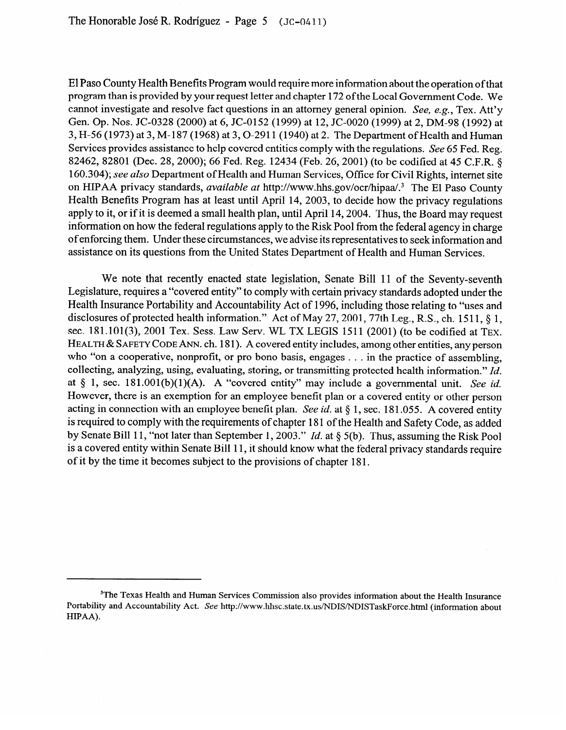El Paso County Health Benefits Program would require more information about the operation of that program than is provided by your request letter and chapter 172 of the Local Government Code. We cannot investigate and resolve fact questions in an attorney general opinion. *See, e.g.*, Tex. Att'y Gen. Op. Nos. JC-0328 (2000) at 6, JC-0152 (1999) at 12, JC-0020 (1999) at 2, DM-98 (1992) at 3, H-56 (1973) at 3, M-187 (1968) at 3, O-2911 (1940) at 2. The Department of Health and Human Services provides assistance to help covered entities comply with the regulations. *See* 65 Fed. Reg. 82462, 82801 (Dec. 28, 2000); 66 Fed. Reg. 12434 (Feb. 26, 2001) (to be codified at 45 C.F.R. § 160.304); *see also* Department of Health and Human Services, Office for Civil Rights, internet site on HIPAA privacy standards, *available at* http://www.hhs.gov/ocr/hipaa/.[3] The El Paso County Health Benefits Program has at least until April 14, 2003, to decide how the privacy regulations apply to it, or if it is deemed a small health plan, until April 14, 2004. Thus, the Board may request information on how the federal regulations apply to the Risk Pool from the federal agency in charge of enforcing them. Under these circumstances, we advise its representatives to seek information and assistance on its questions from the United States Department of Health and Human Services.

We note that recently enacted state legislation, Senate Bill 11 of the Seventy-seventh Legislature, requires a "covered entity" to comply with certain privacy standards adopted under the Health Insurance Portability and Accountability Act of 1996, including those relating to "uses and disclosures of protected health information." Act of May 27, 2001, 77th Leg., R.S., ch. 1511, § 1, sec. 181.101(3), 2001 Tex. Sess. Law Serv. WL TX LEGIS 1511 (2001) (to be codified at TEX. HEALTH & SAFETY CODE ANN. ch. 181). A covered entity includes, among other entities, any person who "on a cooperative, nonprofit, or pro bono basis, engages . . . in the practice of assembling, collecting, analyzing, using, evaluating, storing, or transmitting protected health information." *Id.* at § 1, sec. 181.001(b)(1)(A). A "covered entity" may include a governmental unit. *See id.* However, there is an exemption for an employee benefit plan or a covered entity or other person acting in connection with an employee benefit plan. *See id.* at § 1, sec. 181.055. A covered entity is required to comply with the requirements of chapter 181 of the Health and Safety Code, as added by Senate Bill 11, "not later than September 1, 2003." *Id.* at § 5(b). Thus, assuming the Risk Pool is a covered entity within Senate Bill 11, it should know what the federal privacy standards require of it by the time it becomes subject to the provisions of chapter 181.

---

[3]The Texas Health and Human Services Commission also provides information about the Health Insurance Portability and Accountability Act. *See* http://www.hhsc.state.tx.us/NDIS/NDISTaskForce.html (information about HIPAA).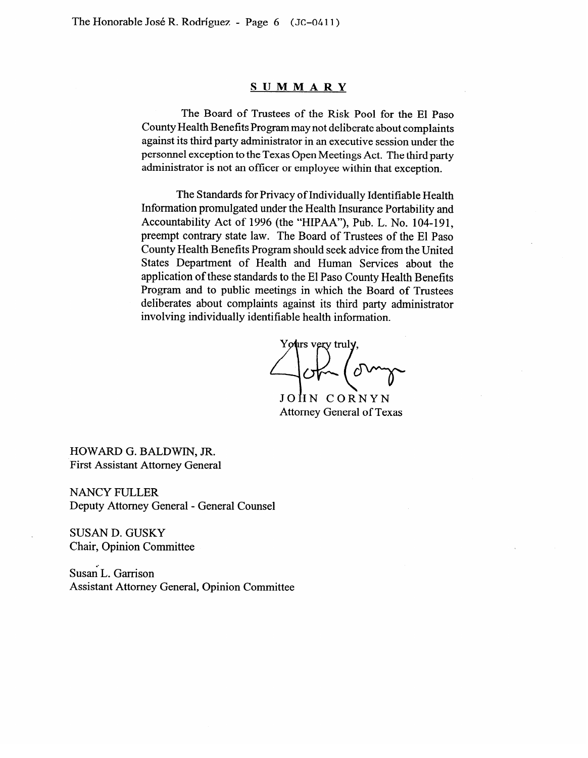## SUMMARY

The Board of Trustees of the Risk Pool for the El Paso County Health Benefits Program may not deliberate about complaints against its third party administrator in an executive session under the personnel exception to the Texas Open Meetings Act. The third party administrator is not an officer or employee within that exception.

The Standards for Privacy of Individually Identifiable Health Information promulgated under the Health Insurance Portability and Accountability Act of 1996 (the "HIPAA"), Pub. L. No. 104-191, preempt contrary state law. The Board of Trustees of the El Paso County Health Benefits Program should seek advice from the United States Department of Health and Human Services about the application of these standards to the El Paso County Health Benefits Program and to public meetings in which the Board of Trustees deliberates about complaints against its third party administrator involving individually identifiable health information.

Yours very truly,

JOHN CORNYN
Attorney General of Texas

HOWARD G. BALDWIN, JR.
First Assistant Attorney General

NANCY FULLER
Deputy Attorney General - General Counsel

SUSAN D. GUSKY
Chair, Opinion Committee

Susan L. Garrison
Assistant Attorney General, Opinion Committee